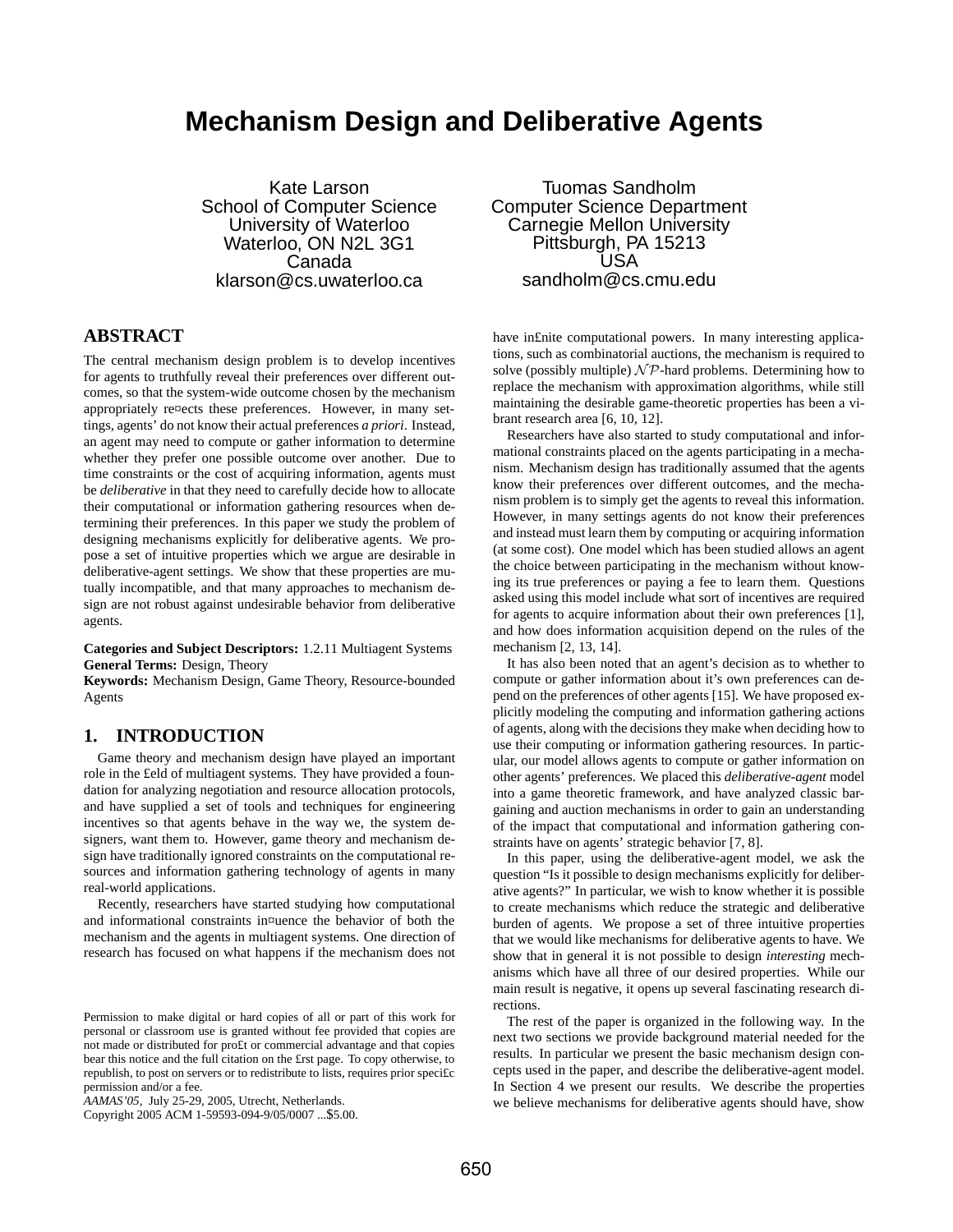# Mechanism Design and Deliberative Agents

Kate Larson
School of Computer Science
University of Waterloo
Waterloo, ON N2L 3G1
Canada
klarson@cs.uwaterloo.ca

Tuomas Sandholm
Computer Science Department
Carnegie Mellon University
Pittsburgh, PA 15213
USA
sandholm@cs.cmu.edu

## ABSTRACT

The central mechanism design problem is to develop incentives for agents to truthfully reveal their preferences over different outcomes, so that the system-wide outcome chosen by the mechanism appropriately reflects these preferences. However, in many settings, agents' do not know their actual preferences *a priori*. Instead, an agent may need to compute or gather information to determine whether they prefer one possible outcome over another. Due to time constraints or the cost of acquiring information, agents must be *deliberative* in that they need to carefully decide how to allocate their computational or information gathering resources when determining their preferences. In this paper we study the problem of designing mechanisms explicitly for deliberative agents. We propose a set of intuitive properties which we argue are desirable in deliberative-agent settings. We show that these properties are mutually incompatible, and that many approaches to mechanism design are not robust against undesirable behavior from deliberative agents.

**Categories and Subject Descriptors:** I.2.11 Multiagent Systems
**General Terms:** Design, Theory
**Keywords:** Mechanism Design, Game Theory, Resource-bounded Agents

## 1. INTRODUCTION

Game theory and mechanism design have played an important role in the field of multiagent systems. They have provided a foundation for analyzing negotiation and resource allocation protocols, and have supplied a set of tools and techniques for engineering incentives so that agents behave in the way we, the system designers, want them to. However, game theory and mechanism design have traditionally ignored constraints on the computational resources and information gathering technology of agents in many real-world applications.

Recently, researchers have started studying how computational and informational constraints influence the behavior of both the mechanism and the agents in multiagent systems. One direction of research has focused on what happens if the mechanism does not have infinite computational powers. In many interesting applications, such as combinatorial auctions, the mechanism is required to solve (possibly multiple) $\mathcal{NP}$-hard problems. Determining how to replace the mechanism with approximation algorithms, while still maintaining the desirable game-theoretic properties has been a vibrant research area [6, 10, 12].

Researchers have also started to study computational and informational constraints placed on the agents participating in a mechanism. Mechanism design has traditionally assumed that the agents know their preferences over different outcomes, and the mechanism problem is to simply get the agents to reveal this information. However, in many settings agents do not know their preferences and instead must learn them by computing or acquiring information (at some cost). One model which has been studied allows an agent the choice between participating in the mechanism without knowing its true preferences or paying a fee to learn them. Questions asked using this model include what sort of incentives are required for agents to acquire information about their own preferences [1], and how does information acquisition depend on the rules of the mechanism [2, 13, 14].

It has also been noted that an agent's decision as to whether to compute or gather information about it's own preferences can depend on the preferences of other agents [15]. We have proposed explicitly modeling the computing and information gathering actions of agents, along with the decisions they make when deciding how to use their computing or information gathering resources. In particular, our model allows agents to compute or gather information on other agents' preferences. We placed this *deliberative-agent* model into a game theoretic framework, and have analyzed classic bargaining and auction mechanisms in order to gain an understanding of the impact that computational and information gathering constraints have on agents' strategic behavior [7, 8].

In this paper, using the deliberative-agent model, we ask the question "Is it possible to design mechanisms explicitly for deliberative agents?" In particular, we wish to know whether it is possible to create mechanisms which reduce the strategic and deliberative burden of agents. We propose a set of three intuitive properties that we would like mechanisms for deliberative agents to have. We show that in general it is not possible to design *interesting* mechanisms which have all three of our desired properties. While our main result is negative, it opens up several fascinating research directions.

The rest of the paper is organized in the following way. In the next two sections we provide background material needed for the results. In particular we present the basic mechanism design concepts used in the paper, and describe the deliberative-agent model. In Section 4 we present our results. We describe the properties we believe mechanisms for deliberative agents should have, show

Permission to make digital or hard copies of all or part of this work for personal or classroom use is granted without fee provided that copies are not made or distributed for profit or commercial advantage and that copies bear this notice and the full citation on the first page. To copy otherwise, to republish, to post on servers or to redistribute to lists, requires prior specific permission and/or a fee.
*AAMAS'05*, July 25-29, 2005, Utrecht, Netherlands.
Copyright 2005 ACM 1-59593-094-9/05/0007 ...$5.00.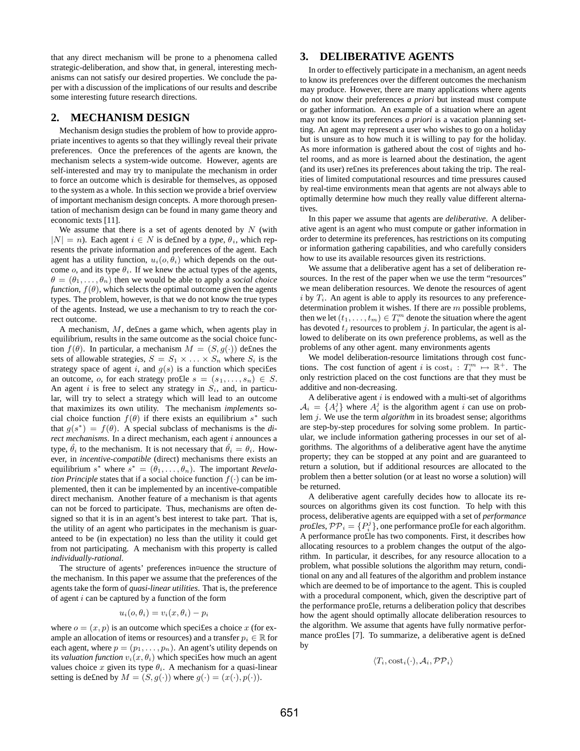that any direct mechanism will be prone to a phenomena called strategic-deliberation, and show that, in general, interesting mechanisms can not satisfy our desired properties. We conclude the paper with a discussion of the implications of our results and describe some interesting future research directions.

## 2. MECHANISM DESIGN

Mechanism design studies the problem of how to provide appropriate incentives to agents so that they willingly reveal their private preferences. Once the preferences of the agents are known, the mechanism selects a system-wide outcome. However, agents are self-interested and may try to manipulate the mechanism in order to force an outcome which is desirable for themselves, as opposed to the system as a whole. In this section we provide a brief overview of important mechanism design concepts. A more thorough presentation of mechanism design can be found in many game theory and economic texts [11].

We assume that there is a set of agents denoted by $N$ (with $|N| = n$). Each agent $i \in N$ is defined by a *type*, $\theta_i$, which represents the private information and preferences of the agent. Each agent has a utility function, $u_i(o, \theta_i)$ which depends on the outcome $o$, and its type $\theta_i$. If we knew the actual types of the agents, $\theta = (\theta_1, \ldots, \theta_n)$ then we would be able to apply a *social choice function*, $f(\theta)$, which selects the optimal outcome given the agents types. The problem, however, is that we do not know the true types of the agents. Instead, we use a mechanism to try to reach the correct outcome.

A mechanism, $M$, defines a game which, when agents play in equilibrium, results in the same outcome as the social choice function $f(\theta)$. In particular, a mechanism $M = (S, g(\cdot))$ defines the sets of allowable strategies, $S = S_1 \times \ldots \times S_n$ where $S_i$ is the strategy space of agent $i$, and $g(s)$ is a function which specifies an outcome, $o$, for each strategy profile $s = (s_1, \ldots, s_n) \in S$. An agent $i$ is free to select any strategy in $S_i$, and, in particular, will try to select a strategy which will lead to an outcome that maximizes its own utility. The mechanism *implements* social choice function $f(\theta)$ if there exists an equilibrium $s^*$ such that $g(s^*) = f(\theta)$. A special subclass of mechanisms is the *direct mechanisms*. In a direct mechanism, each agent $i$ announces a type, $\hat{\theta}_i$ to the mechanism. It is not necessary that $\hat{\theta}_i = \theta_i$. However, in *incentive-compatible* (direct) mechanisms there exists an equilibrium $s^*$ where $s^* = (\theta_1, \ldots, \theta_n)$. The important *Revelation Principle* states that if a social choice function $f(\cdot)$ can be implemented, then it can be implemented by an incentive-compatible direct mechanism. Another feature of a mechanism is that agents can not be forced to participate. Thus, mechanisms are often designed so that it is in an agent's best interest to take part. That is, the utility of an agent who participates in the mechanism is guaranteed to be (in expectation) no less than the utility it could get from not participating. A mechanism with this property is called *individually-rational*.

The structure of agents' preferences influence the structure of the mechanism. In this paper we assume that the preferences of the agents take the form of *quasi-linear utilities*. That is, the preference of agent $i$ can be captured by a function of the form

$$u_i(o, \theta_i) = v_i(x, \theta_i) - p_i$$

where $o = (x, p)$ is an outcome which specifies a choice $x$ (for example an allocation of items or resources) and a transfer $p_i \in \mathbb{R}$ for each agent, where $p = (p_1, \ldots, p_n)$. An agent's utility depends on its *valuation function* $v_i(x, \theta_i)$ which specifies how much an agent values choice $x$ given its type $\theta_i$. A mechanism for a quasi-linear setting is defined by $M = (S, g(\cdot))$ where $g(\cdot) = (x(\cdot), p(\cdot))$.

## 3. DELIBERATIVE AGENTS

In order to effectively participate in a mechanism, an agent needs to know its preferences over the different outcomes the mechanism may produce. However, there are many applications where agents do not know their preferences *a priori* but instead must compute or gather information. An example of a situation where an agent may not know its preferences *a priori* is a vacation planning setting. An agent may represent a user who wishes to go on a holiday but is unsure as to how much it is willing to pay for the holiday. As more information is gathered about the cost of flights and hotel rooms, and as more is learned about the destination, the agent (and its user) refines its preferences about taking the trip. The realities of limited computational resources and time pressures caused by real-time environments mean that agents are not always able to optimally determine how much they really value different alternatives.

In this paper we assume that agents are *deliberative*. A deliberative agent is an agent who must compute or gather information in order to determine its preferences, has restrictions on its computing or information gathering capabilities, and who carefully considers how to use its available resources given its restrictions.

We assume that a deliberative agent has a set of deliberation resources. In the rest of the paper when we use the term "resources" we mean deliberation resources. We denote the resources of agent $i$ by $T_i$. An agent is able to apply its resources to any preference-determination problem it wishes. If there are $m$ possible problems, then we let $(t_1, \ldots, t_m) \in T_i^m$ denote the situation where the agent has devoted $t_j$ resources to problem $j$. In particular, the agent is allowed to deliberate on its own preference problems, as well as the problems of any other agent. many environments agents

We model deliberation-resource limitations through cost functions. The cost function of agent $i$ is $\mathrm{cost}_i : T_i^m \mapsto \mathbb{R}^+$. The only restriction placed on the cost functions are that they must be additive and non-decreasing.

A deliberative agent $i$ is endowed with a multi-set of algorithms $\mathcal{A}_i = \{A_i^j\}$ where $A_i^j$ is the algorithm agent $i$ can use on problem $j$. We use the term *algorithm* in its broadest sense; algorithms are step-by-step procedures for solving some problem. In particular, we include information gathering processes in our set of algorithms. The algorithms of a deliberative agent have the anytime property; they can be stopped at any point and are guaranteed to return a solution, but if additional resources are allocated to the problem then a better solution (or at least no worse a solution) will be returned.

A deliberative agent carefully decides how to allocate its resources on algorithms given its cost function. To help with this process, deliberative agents are equipped with a set of *performance profiles*, $\mathcal{PP}_i = \{P_i^j\}$, one performance profile for each algorithm. A performance profile has two components. First, it describes how allocating resources to a problem changes the output of the algorithm. In particular, it describes, for any resource allocation to a problem, what possible solutions the algorithm may return, conditional on any and all features of the algorithm and problem instance which are deemed to be of importance to the agent. This is coupled with a procedural component, which, given the descriptive part of the performance profile, returns a deliberation policy that describes how the agent should optimally allocate deliberation resources to the algorithm. We assume that agents have fully normative performance profiles [7]. To summarize, a deliberative agent is defined by

$$\langle T_i, \mathrm{cost}_i(\cdot), \mathcal{A}_i, \mathcal{PP}_i \rangle$$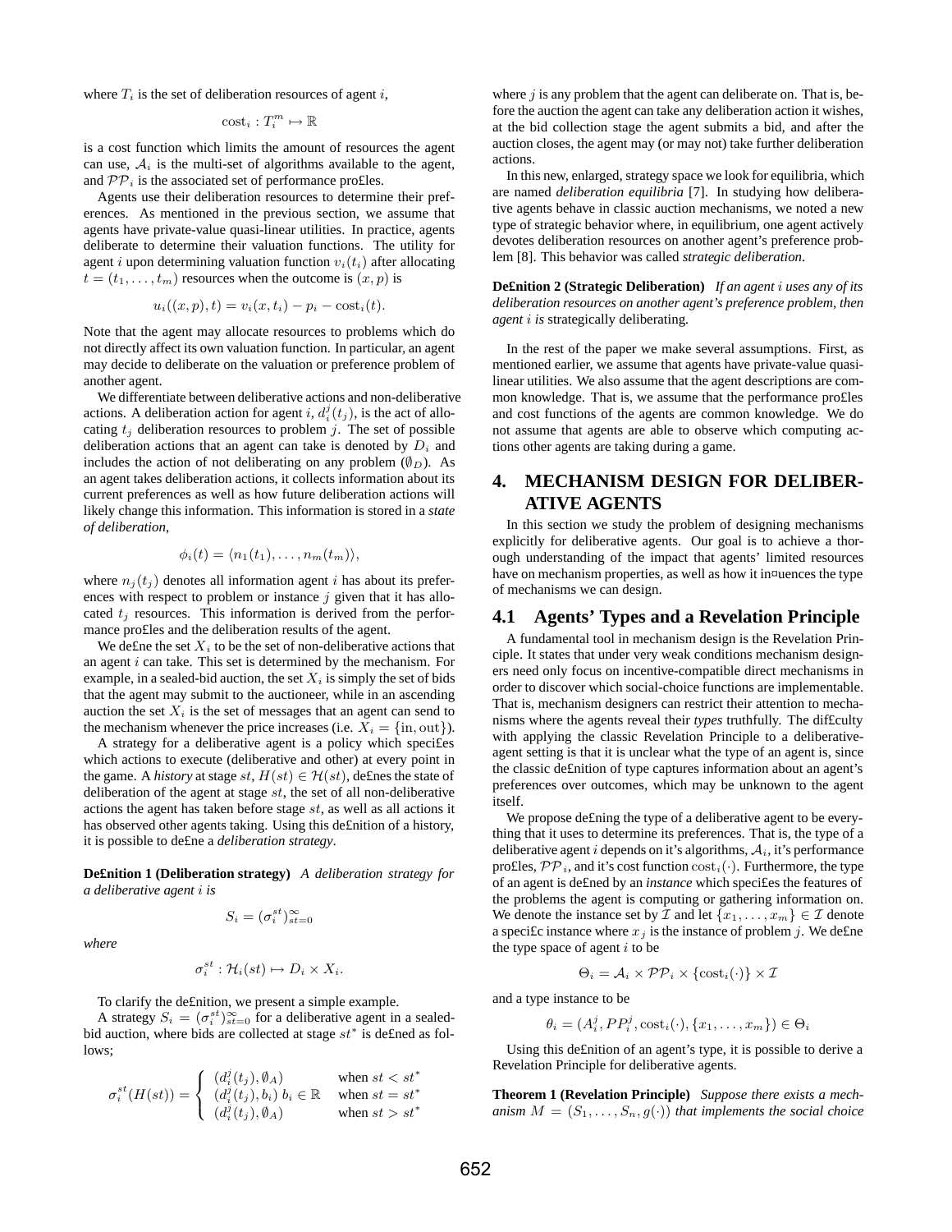where $T_i$ is the set of deliberation resources of agent $i$,

$$\text{cost}_i : T_i^m \mapsto \mathbb{R}$$

is a cost function which limits the amount of resources the agent can use, $\mathcal{A}_i$ is the multi-set of algorithms available to the agent, and $\mathcal{PP}_i$ is the associated set of performance profiles.

Agents use their deliberation resources to determine their preferences. As mentioned in the previous section, we assume that agents have private-value quasi-linear utilities. In practice, agents deliberate to determine their valuation functions. The utility for agent $i$ upon determining valuation function $v_i(t_i)$ after allocating $t = (t_1, \ldots, t_m)$ resources when the outcome is $(x, p)$ is

$$u_i((x, p), t) = v_i(x, t_i) - p_i - \text{cost}_i(t).$$

Note that the agent may allocate resources to problems which do not directly affect its own valuation function. In particular, an agent may decide to deliberate on the valuation or preference problem of another agent.

We differentiate between deliberative actions and non-deliberative actions. A deliberation action for agent $i$, $d_i^j(t_j)$, is the act of allocating $t_j$ deliberation resources to problem $j$. The set of possible deliberation actions that an agent can take is denoted by $D_i$ and includes the action of not deliberating on any problem ($\emptyset_D$). As an agent takes deliberation actions, it collects information about its current preferences as well as how future deliberation actions will likely change this information. This information is stored in a *state of deliberation*,

$$\phi_i(t) = \langle n_1(t_1), \ldots, n_m(t_m) \rangle,$$

where $n_j(t_j)$ denotes all information agent $i$ has about its preferences with respect to problem or instance $j$ given that it has allocated $t_j$ resources. This information is derived from the performance profiles and the deliberation results of the agent.

We define the set $X_i$ to be the set of non-deliberative actions that an agent $i$ can take. This set is determined by the mechanism. For example, in a sealed-bid auction, the set $X_i$ is simply the set of bids that the agent may submit to the auctioneer, while in an ascending auction the set $X_i$ is the set of messages that an agent can send to the mechanism whenever the price increases (i.e. $X_i = \{\text{in}, \text{out}\}$).

A strategy for a deliberative agent is a policy which specifies which actions to execute (deliberative and other) at every point in the game. A *history* at stage $st$, $H(st) \in \mathcal{H}(st)$, defines the state of deliberation of the agent at stage $st$, the set of all non-deliberative actions the agent has taken before stage $st$, as well as all actions it has observed other agents taking. Using this definition of a history, it is possible to define a *deliberation strategy*.

**Definition 1 (Deliberation strategy)** *A deliberation strategy for a deliberative agent $i$ is*

$$S_i = (\sigma_i^{st})_{st=0}^{\infty}$$

*where*

$$\sigma_i^{st} : \mathcal{H}_i(st) \mapsto D_i \times X_i.$$

To clarify the definition, we present a simple example.

A strategy $S_i = (\sigma_i^{st})_{st=0}^{\infty}$ for a deliberative agent in a sealed-bid auction, where bids are collected at stage $st^*$ is defined as follows;

$$\sigma_i^{st}(H(st)) = \begin{cases} (d_i^j(t_j), \emptyset_A) & \text{when } st < st^* \\ (d_i^j(t_j), b_i) \; b_i \in \mathbb{R} & \text{when } st = st^* \\ (d_i^j(t_j), \emptyset_A) & \text{when } st > st^* \end{cases}$$

where $j$ is any problem that the agent can deliberate on. That is, before the auction the agent can take any deliberation action it wishes, at the bid collection stage the agent submits a bid, and after the auction closes, the agent may (or may not) take further deliberation actions.

In this new, enlarged, strategy space we look for equilibria, which are named *deliberation equilibria* [7]. In studying how deliberative agents behave in classic auction mechanisms, we noted a new type of strategic behavior where, in equilibrium, one agent actively devotes deliberation resources on another agent's preference problem [8]. This behavior was called *strategic deliberation*.

**Definition 2 (Strategic Deliberation)** *If an agent $i$ uses any of its deliberation resources on another agent's preference problem, then agent $i$ is* strategically deliberating.

In the rest of the paper we make several assumptions. First, as mentioned earlier, we assume that agents have private-value quasi-linear utilities. We also assume that the agent descriptions are common knowledge. That is, we assume that the performance profiles and cost functions of the agents are common knowledge. We do not assume that agents are able to observe which computing actions other agents are taking during a game.

## 4. MECHANISM DESIGN FOR DELIBERATIVE AGENTS

In this section we study the problem of designing mechanisms explicitly for deliberative agents. Our goal is to achieve a thorough understanding of the impact that agents' limited resources have on mechanism properties, as well as how it influences the type of mechanisms we can design.

### 4.1 Agents' Types and a Revelation Principle

A fundamental tool in mechanism design is the Revelation Principle. It states that under very weak conditions mechanism designers need only focus on incentive-compatible direct mechanisms in order to discover which social-choice functions are implementable. That is, mechanism designers can restrict their attention to mechanisms where the agents reveal their *types* truthfully. The difficulty with applying the classic Revelation Principle to a deliberative-agent setting is that it is unclear what the type of an agent is, since the classic definition of type captures information about an agent's preferences over outcomes, which may be unknown to the agent itself.

We propose defining the type of a deliberative agent to be everything that it uses to determine its preferences. That is, the type of a deliberative agent $i$ depends on it's algorithms, $\mathcal{A}_i$, it's performance profiles, $\mathcal{PP}_i$, and it's cost function $\text{cost}_i(\cdot)$. Furthermore, the type of an agent is defined by an *instance* which specifies the features of the problems the agent is computing or gathering information on. We denote the instance set by $\mathcal{I}$ and let $\{x_1, \ldots, x_m\} \in \mathcal{I}$ denote a specific instance where $x_j$ is the instance of problem $j$. We define the type space of agent $i$ to be

$$\Theta_i = \mathcal{A}_i \times \mathcal{PP}_i \times \{\text{cost}_i(\cdot)\} \times \mathcal{I}$$

and a type instance to be

$$\theta_i = (A_i^j, PP_i^j, \text{cost}_i(\cdot), \{x_1, \ldots, x_m\}) \in \Theta_i$$

Using this definition of an agent's type, it is possible to derive a Revelation Principle for deliberative agents.

**Theorem 1 (Revelation Principle)** *Suppose there exists a mechanism $M = (S_1, \ldots, S_n, g(\cdot))$ that implements the social choice*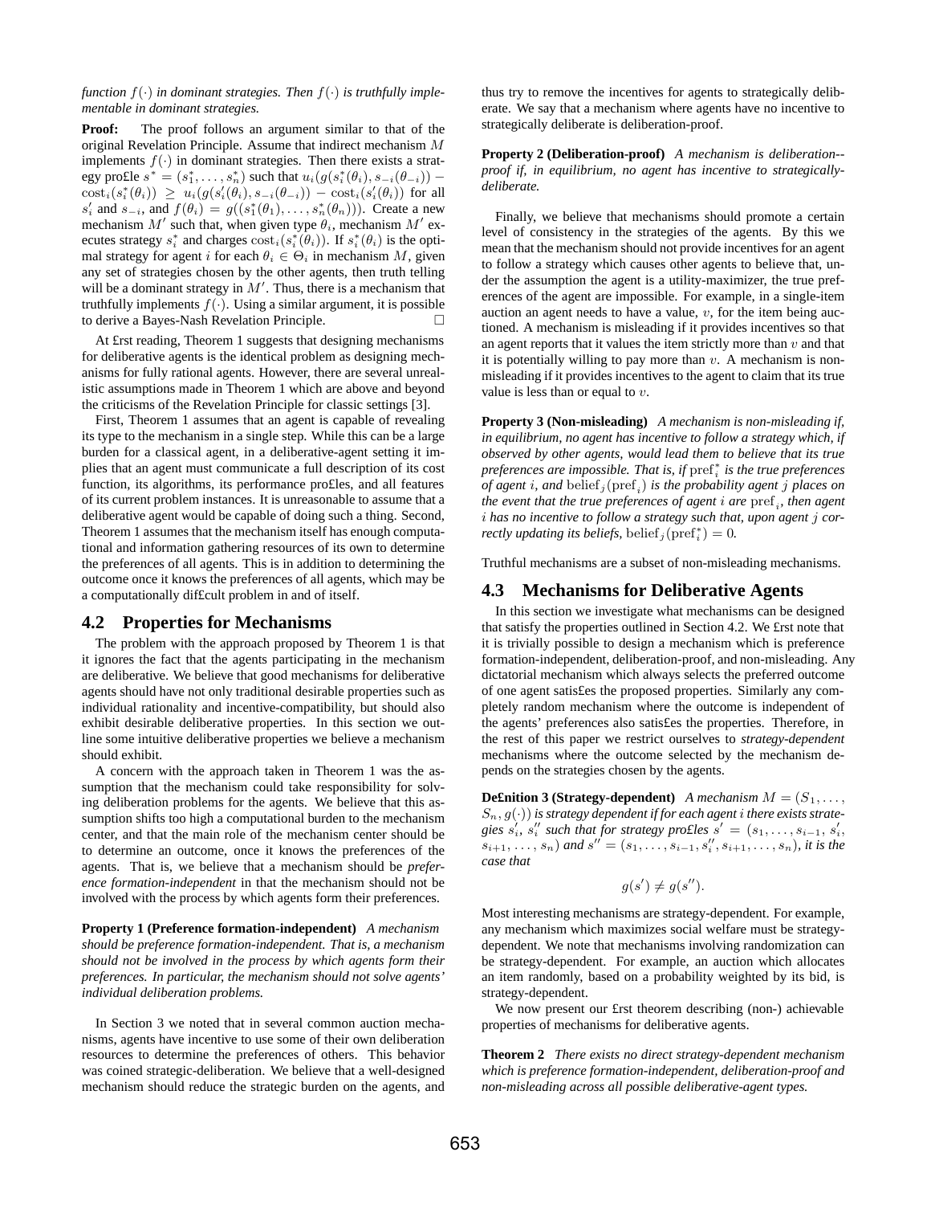*function $f(\cdot)$ in dominant strategies. Then $f(\cdot)$ is truthfully implementable in dominant strategies.*

**Proof:** The proof follows an argument similar to that of the original Revelation Principle. Assume that indirect mechanism $M$ implements $f(\cdot)$ in dominant strategies. Then there exists a strategy profile $s^* = (s_1^*, \ldots, s_n^*)$ such that $u_i(g(s_i^*(\theta_i), s_{-i}(\theta_{-i})) - \mathrm{cost}_i(s_i^*(\theta_i)) \geq u_i(g(s_i'(\theta_i), s_{-i}(\theta_{-i})) - \mathrm{cost}_i(s_i'(\theta_i))$ for all $s_i'$ and $s_{-i}$, and $f(\theta_i) = g((s_1^*(\theta_1), \ldots, s_n^*(\theta_n)))$. Create a new mechanism $M'$ such that, when given type $\theta_i$, mechanism $M'$ executes strategy $s_i^*$ and charges $\mathrm{cost}_i(s_i^*(\theta_i))$. If $s_i^*(\theta_i)$ is the optimal strategy for agent $i$ for each $\theta_i \in \Theta_i$ in mechanism $M$, given any set of strategies chosen by the other agents, then truth telling will be a dominant strategy in $M'$. Thus, there is a mechanism that truthfully implements $f(\cdot)$. Using a similar argument, it is possible to derive a Bayes-Nash Revelation Principle. □

At first reading, Theorem 1 suggests that designing mechanisms for deliberative agents is the identical problem as designing mechanisms for fully rational agents. However, there are several unrealistic assumptions made in Theorem 1 which are above and beyond the criticisms of the Revelation Principle for classic settings [3].

First, Theorem 1 assumes that an agent is capable of revealing its type to the mechanism in a single step. While this can be a large burden for a classical agent, in a deliberative-agent setting it implies that an agent must communicate a full description of its cost function, its algorithms, its performance profiles, and all features of its current problem instances. It is unreasonable to assume that a deliberative agent would be capable of doing such a thing. Second, Theorem 1 assumes that the mechanism itself has enough computational and information gathering resources of its own to determine the preferences of all agents. This is in addition to determining the outcome once it knows the preferences of all agents, which may be a computationally difficult problem in and of itself.

## 4.2 Properties for Mechanisms

The problem with the approach proposed by Theorem 1 is that it ignores the fact that the agents participating in the mechanism are deliberative. We believe that good mechanisms for deliberative agents should have not only traditional desirable properties such as individual rationality and incentive-compatibility, but should also exhibit desirable deliberative properties. In this section we outline some intuitive deliberative properties we believe a mechanism should exhibit.

A concern with the approach taken in Theorem 1 was the assumption that the mechanism could take responsibility for solving deliberation problems for the agents. We believe that this assumption shifts too high a computational burden to the mechanism center, and that the main role of the mechanism center should be to determine an outcome, once it knows the preferences of the agents. That is, we believe that a mechanism should be *preference formation-independent* in that the mechanism should not be involved with the process by which agents form their preferences.

**Property 1 (Preference formation-independent)** *A mechanism should be preference formation-independent. That is, a mechanism should not be involved in the process by which agents form their preferences. In particular, the mechanism should not solve agents' individual deliberation problems.*

In Section 3 we noted that in several common auction mechanisms, agents have incentive to use some of their own deliberation resources to determine the preferences of others. This behavior was coined strategic-deliberation. We believe that a well-designed mechanism should reduce the strategic burden on the agents, and thus try to remove the incentives for agents to strategically deliberate. We say that a mechanism where agents have no incentive to strategically deliberate is deliberation-proof.

**Property 2 (Deliberation-proof)** *A mechanism is deliberation-proof if, in equilibrium, no agent has incentive to strategically-deliberate.*

Finally, we believe that mechanisms should promote a certain level of consistency in the strategies of the agents. By this we mean that the mechanism should not provide incentives for an agent to follow a strategy which causes other agents to believe that, under the assumption the agent is a utility-maximizer, the true preferences of the agent are impossible. For example, in a single-item auction an agent needs to have a value, $v$, for the item being auctioned. A mechanism is misleading if it provides incentives so that an agent reports that it values the item strictly more than $v$ and that it is potentially willing to pay more than $v$. A mechanism is non-misleading if it provides incentives to the agent to claim that its true value is less than or equal to $v$.

**Property 3 (Non-misleading)** *A mechanism is non-misleading if, in equilibrium, no agent has incentive to follow a strategy which, if observed by other agents, would lead them to believe that its true preferences are impossible. That is, if $\mathrm{pref}_i^*$ is the true preferences of agent $i$, and $\mathrm{belief}_j(\mathrm{pref}_i)$ is the probability agent $j$ places on the event that the true preferences of agent $i$ are $\mathrm{pref}_i$, then agent $i$ has no incentive to follow a strategy such that, upon agent $j$ correctly updating its beliefs, $\mathrm{belief}_j(\mathrm{pref}_i^*) = 0$.*

Truthful mechanisms are a subset of non-misleading mechanisms.

## 4.3 Mechanisms for Deliberative Agents

In this section we investigate what mechanisms can be designed that satisfy the properties outlined in Section 4.2. We first note that it is trivially possible to design a mechanism which is preference formation-independent, deliberation-proof, and non-misleading. Any dictatorial mechanism which always selects the preferred outcome of one agent satisfies the proposed properties. Similarly any completely random mechanism where the outcome is independent of the agents' preferences also satisfies the properties. Therefore, in the rest of this paper we restrict ourselves to *strategy-dependent* mechanisms where the outcome selected by the mechanism depends on the strategies chosen by the agents.

**Definition 3 (Strategy-dependent)** *A mechanism $M = (S_1, \ldots, S_n, g(\cdot))$ is strategy dependent if for each agent $i$ there exists strategies $s_i'$, $s_i''$ such that for strategy profiles $s' = (s_1, \ldots, s_{i-1}, s_i', s_{i+1}, \ldots, s_n)$ and $s'' = (s_1, \ldots, s_{i-1}, s_i'', s_{i+1}, \ldots, s_n)$, it is the case that*

$$g(s') \neq g(s'').$$

Most interesting mechanisms are strategy-dependent. For example, any mechanism which maximizes social welfare must be strategy-dependent. We note that mechanisms involving randomization can be strategy-dependent. For example, an auction which allocates an item randomly, based on a probability weighted by its bid, is strategy-dependent.

We now present our first theorem describing (non-) achievable properties of mechanisms for deliberative agents.

**Theorem 2** *There exists no direct strategy-dependent mechanism which is preference formation-independent, deliberation-proof and non-misleading across all possible deliberative-agent types.*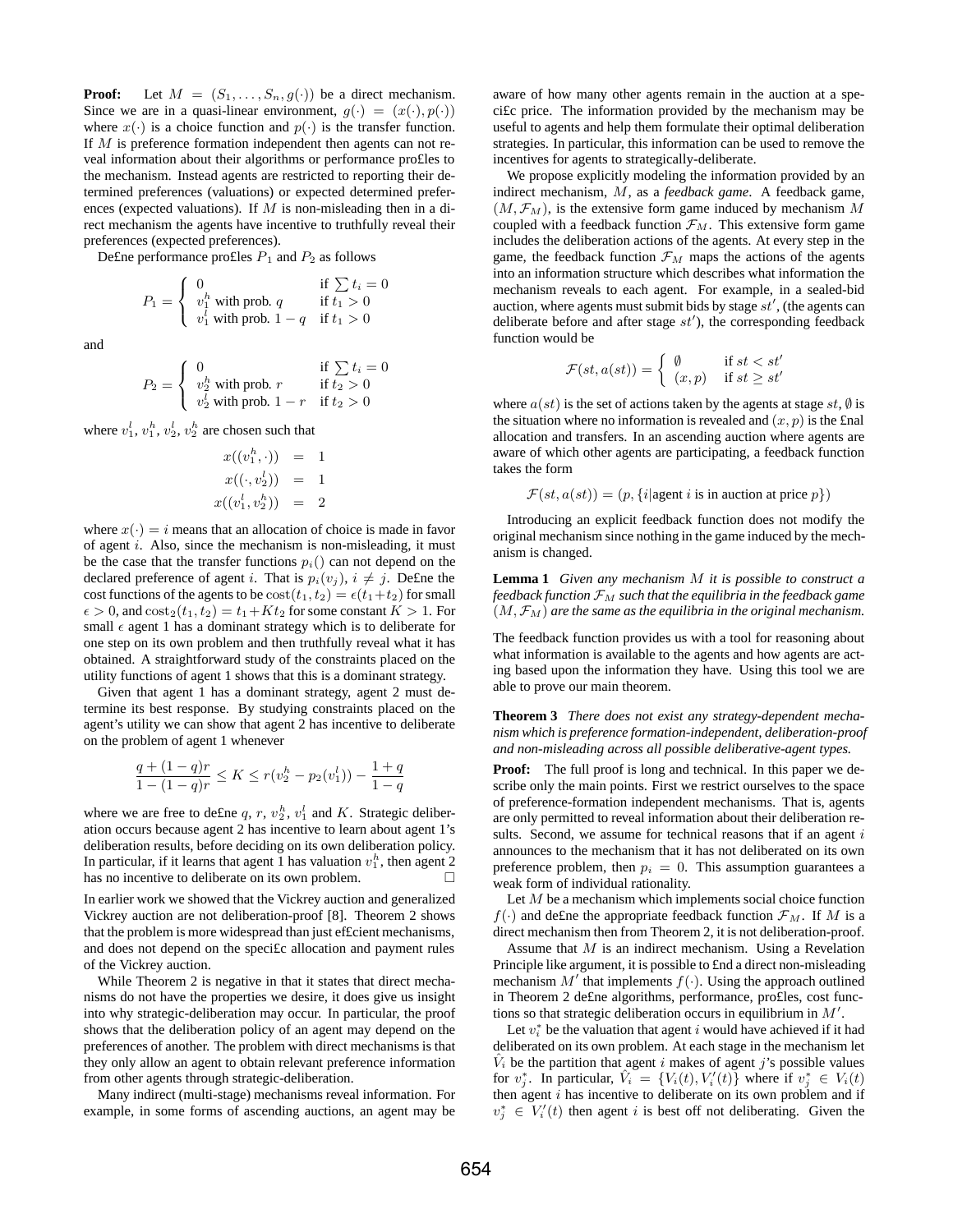**Proof:** Let $M = (S_1, \ldots, S_n, g(\cdot))$ be a direct mechanism. Since we are in a quasi-linear environment, $g(\cdot) = (x(\cdot), p(\cdot))$ where $x(\cdot)$ is a choice function and $p(\cdot)$ is the transfer function. If $M$ is preference formation independent then agents can not reveal information about their algorithms or performance profiles to the mechanism. Instead agents are restricted to reporting their determined preferences (valuations) or expected determined preferences (expected valuations). If $M$ is non-misleading then in a direct mechanism the agents have incentive to truthfully reveal their preferences (expected preferences).

Define performance profiles $P_1$ and $P_2$ as follows

$$P_1 = \begin{cases} 0 & \text{if } \sum t_i = 0 \\ v_1^h \text{ with prob. } q & \text{if } t_1 > 0 \\ v_1^l \text{ with prob. } 1-q & \text{if } t_1 > 0 \end{cases}$$

and

$$P_2 = \begin{cases} 0 & \text{if } \sum t_i = 0 \\ v_2^h \text{ with prob. } r & \text{if } t_2 > 0 \\ v_2^l \text{ with prob. } 1-r & \text{if } t_2 > 0 \end{cases}$$

where $v_1^l$, $v_1^h$, $v_2^l$, $v_2^h$ are chosen such that

$$\begin{aligned} x((v_1^h, \cdot)) &= 1 \\ x((\cdot, v_2^l)) &= 1 \\ x((v_1^l, v_2^h)) &= 2 \end{aligned}$$

where $x(\cdot) = i$ means that an allocation of choice is made in favor of agent $i$. Also, since the mechanism is non-misleading, it must be the case that the transfer functions $p_i()$ can not depend on the declared preference of agent $i$. That is $p_i(v_j)$, $i \neq j$. Define the cost functions of the agents to be $\text{cost}(t_1, t_2) = \epsilon(t_1 + t_2)$ for small $\epsilon > 0$, and $\text{cost}_2(t_1, t_2) = t_1 + Kt_2$ for some constant $K > 1$. For small $\epsilon$ agent 1 has a dominant strategy which is to deliberate for one step on its own problem and then truthfully reveal what it has obtained. A straightforward study of the constraints placed on the utility functions of agent 1 shows that this is a dominant strategy.

Given that agent 1 has a dominant strategy, agent 2 must determine its best response. By studying constraints placed on the agent's utility we can show that agent 2 has incentive to deliberate on the problem of agent 1 whenever

$$\frac{q + (1-q)r}{1 - (1-q)r} \leq K \leq r(v_2^h - p_2(v_1^l)) - \frac{1+q}{1-q}$$

where we are free to define $q$, $r$, $v_2^h$, $v_1^l$ and $K$. Strategic deliberation occurs because agent 2 has incentive to learn about agent 1's deliberation results, before deciding on its own deliberation policy. In particular, if it learns that agent 1 has valuation $v_1^h$, then agent 2 has no incentive to deliberate on its own problem. □

In earlier work we showed that the Vickrey auction and generalized Vickrey auction are not deliberation-proof [8]. Theorem 2 shows that the problem is more widespread than just efficient mechanisms, and does not depend on the specific allocation and payment rules of the Vickrey auction.

While Theorem 2 is negative in that it states that direct mechanisms do not have the properties we desire, it does give us insight into why strategic-deliberation may occur. In particular, the proof shows that the deliberation policy of an agent may depend on the preferences of another. The problem with direct mechanisms is that they only allow an agent to obtain relevant preference information from other agents through strategic-deliberation.

Many indirect (multi-stage) mechanisms reveal information. For example, in some forms of ascending auctions, an agent may be aware of how many other agents remain in the auction at a specific price. The information provided by the mechanism may be useful to agents and help them formulate their optimal deliberation strategies. In particular, this information can be used to remove the incentives for agents to strategically-deliberate.

We propose explicitly modeling the information provided by an indirect mechanism, $M$, as a *feedback game*. A feedback game, $(M, \mathcal{F}_M)$, is the extensive form game induced by mechanism $M$ coupled with a feedback function $\mathcal{F}_M$. This extensive form game includes the deliberation actions of the agents. At every step in the game, the feedback function $\mathcal{F}_M$ maps the actions of the agents into an information structure which describes what information the mechanism reveals to each agent. For example, in a sealed-bid auction, where agents must submit bids by stage $st'$, (the agents can deliberate before and after stage $st'$), the corresponding feedback function would be

$$\mathcal{F}(st, a(st)) = \begin{cases} \emptyset & \text{if } st < st' \\ (x, p) & \text{if } st \geq st' \end{cases}$$

where $a(st)$ is the set of actions taken by the agents at stage $st$, $\emptyset$ is the situation where no information is revealed and $(x, p)$ is the final allocation and transfers. In an ascending auction where agents are aware of which other agents are participating, a feedback function takes the form

$$\mathcal{F}(st, a(st)) = (p, \{i | \text{agent } i \text{ is in auction at price } p\})$$

Introducing an explicit feedback function does not modify the original mechanism since nothing in the game induced by the mechanism is changed.

**Lemma 1** *Given any mechanism $M$ it is possible to construct a feedback function $\mathcal{F}_M$ such that the equilibria in the feedback game $(M, \mathcal{F}_M)$ are the same as the equilibria in the original mechanism.*

The feedback function provides us with a tool for reasoning about what information is available to the agents and how agents are acting based upon the information they have. Using this tool we are able to prove our main theorem.

**Theorem 3** *There does not exist any strategy-dependent mechanism which is preference formation-independent, deliberation-proof and non-misleading across all possible deliberative-agent types.*

**Proof:** The full proof is long and technical. In this paper we describe only the main points. First we restrict ourselves to the space of preference-formation independent mechanisms. That is, agents are only permitted to reveal information about their deliberation results. Second, we assume for technical reasons that if an agent $i$ announces to the mechanism that it has not deliberated on its own preference problem, then $p_i = 0$. This assumption guarantees a weak form of individual rationality.

Let $M$ be a mechanism which implements social choice function $f(\cdot)$ and define the appropriate feedback function $\mathcal{F}_M$. If $M$ is a direct mechanism then from Theorem 2, it is not deliberation-proof.

Assume that $M$ is an indirect mechanism. Using a Revelation Principle like argument, it is possible to find a direct non-misleading mechanism $M'$ that implements $f(\cdot)$. Using the approach outlined in Theorem 2 define algorithms, performance, profiles, cost functions so that strategic deliberation occurs in equilibrium in $M'$.

Let $v_i^*$ be the valuation that agent $i$ would have achieved if it had deliberated on its own problem. At each stage in the mechanism let $\hat{V}_i$ be the partition that agent $i$ makes of agent $j$'s possible values for $v_j^*$. In particular, $\hat{V}_i = \{V_i(t), V_i'(t)\}$ where if $v_j^* \in V_i(t)$ then agent $i$ has incentive to deliberate on its own problem and if $v_j^* \in V_i'(t)$ then agent $i$ is best off not deliberating. Given the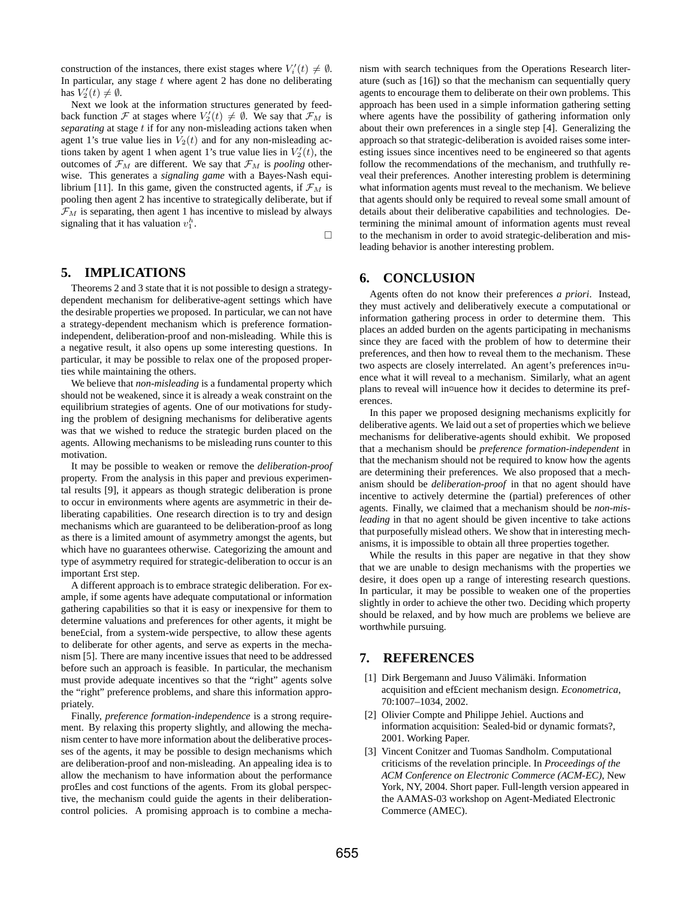construction of the instances, there exist stages where $V_i'(t) \neq \emptyset$. In particular, any stage $t$ where agent 2 has done no deliberating has $V_2'(t) \neq \emptyset$.

Next we look at the information structures generated by feedback function $\mathcal{F}$ at stages where $V_2'(t) \neq \emptyset$. We say that $\mathcal{F}_M$ is *separating* at stage $t$ if for any non-misleading actions taken when agent 1's true value lies in $V_2(t)$ and for any non-misleading actions taken by agent 1 when agent 1's true value lies in $V_2'(t)$, the outcomes of $\mathcal{F}_M$ are different. We say that $\mathcal{F}_M$ is *pooling* otherwise. This generates a *signaling game* with a Bayes-Nash equilibrium [11]. In this game, given the constructed agents, if $\mathcal{F}_M$ is pooling then agent 2 has incentive to strategically deliberate, but if $\mathcal{F}_M$ is separating, then agent 1 has incentive to mislead by always signaling that it has valuation $v_1^h$.

□

## 5. IMPLICATIONS

Theorems 2 and 3 state that it is not possible to design a strategy-dependent mechanism for deliberative-agent settings which have the desirable properties we proposed. In particular, we can not have a strategy-dependent mechanism which is preference formation-independent, deliberation-proof and non-misleading. While this is a negative result, it also opens up some interesting questions. In particular, it may be possible to relax one of the proposed properties while maintaining the others.

We believe that *non-misleading* is a fundamental property which should not be weakened, since it is already a weak constraint on the equilibrium strategies of agents. One of our motivations for studying the problem of designing mechanisms for deliberative agents was that we wished to reduce the strategic burden placed on the agents. Allowing mechanisms to be misleading runs counter to this motivation.

It may be possible to weaken or remove the *deliberation-proof* property. From the analysis in this paper and previous experimental results [9], it appears as though strategic deliberation is prone to occur in environments where agents are asymmetric in their deliberating capabilities. One research direction is to try and design mechanisms which are guaranteed to be deliberation-proof as long as there is a limited amount of asymmetry amongst the agents, but which have no guarantees otherwise. Categorizing the amount and type of asymmetry required for strategic-deliberation to occur is an important first step.

A different approach is to embrace strategic deliberation. For example, if some agents have adequate computational or information gathering capabilities so that it is easy or inexpensive for them to determine valuations and preferences for other agents, it might be beneficial, from a system-wide perspective, to allow these agents to deliberate for other agents, and serve as experts in the mechanism [5]. There are many incentive issues that need to be addressed before such an approach is feasible. In particular, the mechanism must provide adequate incentives so that the "right" agents solve the "right" preference problems, and share this information appropriately.

Finally, *preference formation-independence* is a strong requirement. By relaxing this property slightly, and allowing the mechanism center to have more information about the deliberative processes of the agents, it may be possible to design mechanisms which are deliberation-proof and non-misleading. An appealing idea is to allow the mechanism to have information about the performance profiles and cost functions of the agents. From its global perspective, the mechanism could guide the agents in their deliberation-control policies. A promising approach is to combine a mechanism with search techniques from the Operations Research literature (such as [16]) so that the mechanism can sequentially query agents to encourage them to deliberate on their own problems. This approach has been used in a simple information gathering setting where agents have the possibility of gathering information only about their own preferences in a single step [4]. Generalizing the approach so that strategic-deliberation is avoided raises some interesting issues since incentives need to be engineered so that agents follow the recommendations of the mechanism, and truthfully reveal their preferences. Another interesting problem is determining what information agents must reveal to the mechanism. We believe that agents should only be required to reveal some small amount of details about their deliberative capabilities and technologies. Determining the minimal amount of information agents must reveal to the mechanism in order to avoid strategic-deliberation and misleading behavior is another interesting problem.

## 6. CONCLUSION

Agents often do not know their preferences *a priori*. Instead, they must actively and deliberatively execute a computational or information gathering process in order to determine them. This places an added burden on the agents participating in mechanisms since they are faced with the problem of how to determine their preferences, and then how to reveal them to the mechanism. These two aspects are closely interrelated. An agent's preferences influence what it will reveal to a mechanism. Similarly, what an agent plans to reveal will influence how it decides to determine its preferences.

In this paper we proposed designing mechanisms explicitly for deliberative agents. We laid out a set of properties which we believe mechanisms for deliberative-agents should exhibit. We proposed that a mechanism should be *preference formation-independent* in that the mechanism should not be required to know how the agents are determining their preferences. We also proposed that a mechanism should be *deliberation-proof* in that no agent should have incentive to actively determine the (partial) preferences of other agents. Finally, we claimed that a mechanism should be *non-misleading* in that no agent should be given incentive to take actions that purposefully mislead others. We show that in interesting mechanisms, it is impossible to obtain all three properties together.

While the results in this paper are negative in that they show that we are unable to design mechanisms with the properties we desire, it does open up a range of interesting research questions. In particular, it may be possible to weaken one of the properties slightly in order to achieve the other two. Deciding which property should be relaxed, and by how much are problems we believe are worthwhile pursuing.

## 7. REFERENCES

[1] Dirk Bergemann and Juuso Välimäki. Information acquisition and efficient mechanism design. *Econometrica*, 70:1007–1034, 2002.

[2] Olivier Compte and Philippe Jehiel. Auctions and information acquisition: Sealed-bid or dynamic formats?, 2001. Working Paper.

[3] Vincent Conitzer and Tuomas Sandholm. Computational criticisms of the revelation principle. In *Proceedings of the ACM Conference on Electronic Commerce (ACM-EC)*, New York, NY, 2004. Short paper. Full-length version appeared in the AAMAS-03 workshop on Agent-Mediated Electronic Commerce (AMEC).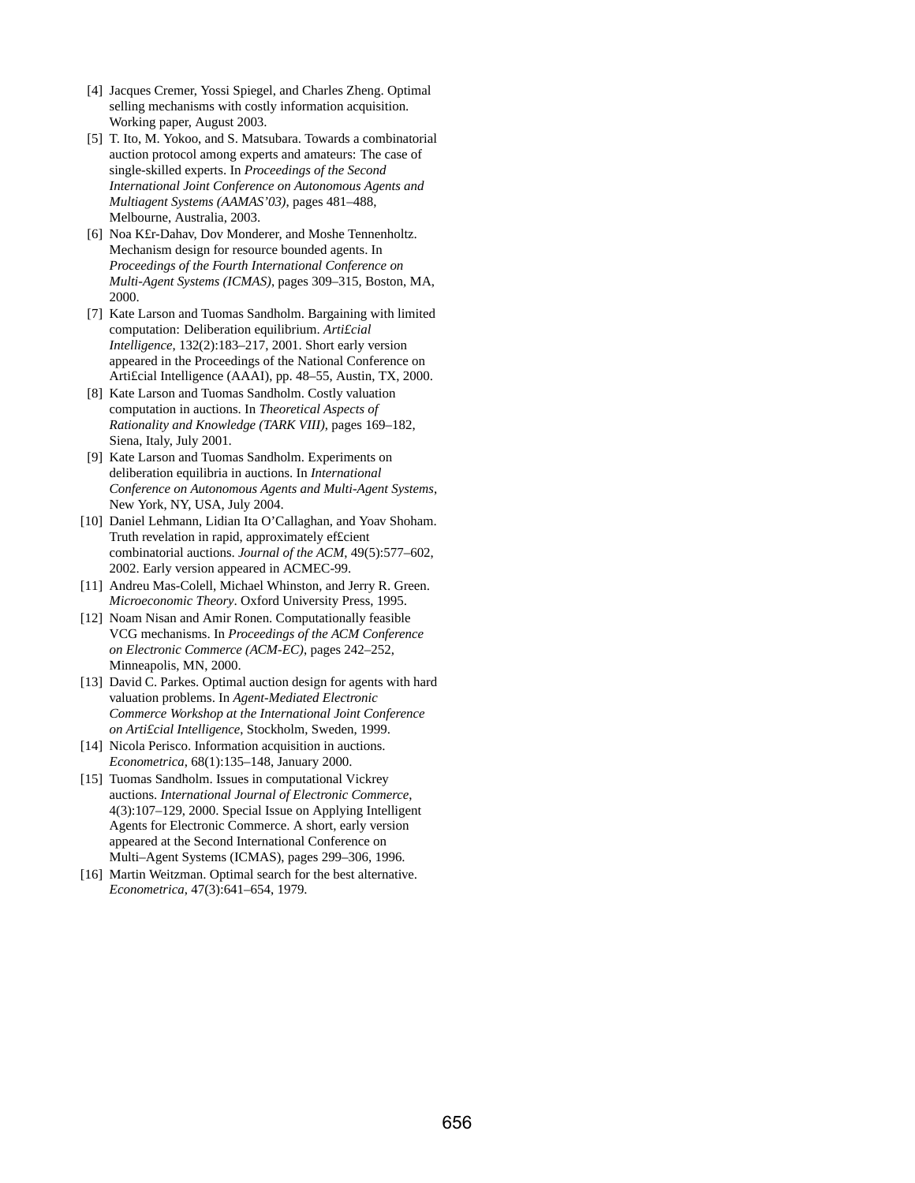[4] Jacques Cremer, Yossi Spiegel, and Charles Zheng. Optimal selling mechanisms with costly information acquisition. Working paper, August 2003.

[5] T. Ito, M. Yokoo, and S. Matsubara. Towards a combinatorial auction protocol among experts and amateurs: The case of single-skilled experts. In *Proceedings of the Second International Joint Conference on Autonomous Agents and Multiagent Systems (AAMAS'03)*, pages 481–488, Melbourne, Australia, 2003.

[6] Noa K£r-Dahav, Dov Monderer, and Moshe Tennenholtz. Mechanism design for resource bounded agents. In *Proceedings of the Fourth International Conference on Multi-Agent Systems (ICMAS)*, pages 309–315, Boston, MA, 2000.

[7] Kate Larson and Tuomas Sandholm. Bargaining with limited computation: Deliberation equilibrium. *Arti£cial Intelligence*, 132(2):183–217, 2001. Short early version appeared in the Proceedings of the National Conference on Arti£cial Intelligence (AAAI), pp. 48–55, Austin, TX, 2000.

[8] Kate Larson and Tuomas Sandholm. Costly valuation computation in auctions. In *Theoretical Aspects of Rationality and Knowledge (TARK VIII)*, pages 169–182, Siena, Italy, July 2001.

[9] Kate Larson and Tuomas Sandholm. Experiments on deliberation equilibria in auctions. In *International Conference on Autonomous Agents and Multi-Agent Systems*, New York, NY, USA, July 2004.

[10] Daniel Lehmann, Lidian Ita O'Callaghan, and Yoav Shoham. Truth revelation in rapid, approximately ef£cient combinatorial auctions. *Journal of the ACM*, 49(5):577–602, 2002. Early version appeared in ACMEC-99.

[11] Andreu Mas-Colell, Michael Whinston, and Jerry R. Green. *Microeconomic Theory*. Oxford University Press, 1995.

[12] Noam Nisan and Amir Ronen. Computationally feasible VCG mechanisms. In *Proceedings of the ACM Conference on Electronic Commerce (ACM-EC)*, pages 242–252, Minneapolis, MN, 2000.

[13] David C. Parkes. Optimal auction design for agents with hard valuation problems. In *Agent-Mediated Electronic Commerce Workshop at the International Joint Conference on Arti£cial Intelligence*, Stockholm, Sweden, 1999.

[14] Nicola Perisco. Information acquisition in auctions. *Econometrica*, 68(1):135–148, January 2000.

[15] Tuomas Sandholm. Issues in computational Vickrey auctions. *International Journal of Electronic Commerce*, 4(3):107–129, 2000. Special Issue on Applying Intelligent Agents for Electronic Commerce. A short, early version appeared at the Second International Conference on Multi–Agent Systems (ICMAS), pages 299–306, 1996.

[16] Martin Weitzman. Optimal search for the best alternative. *Econometrica*, 47(3):641–654, 1979.